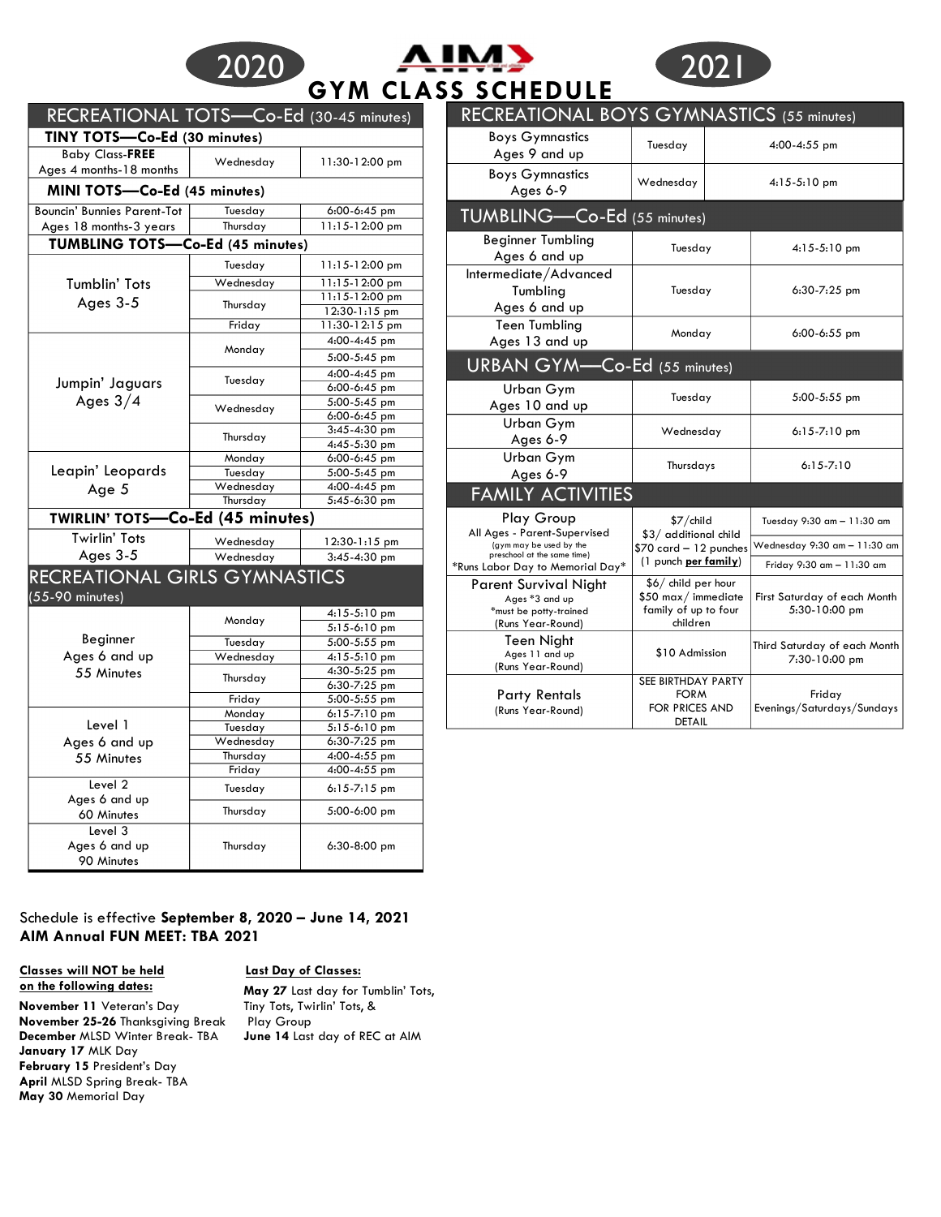# 2020 AIM 2021 GYM CLASS SCHEDULE

## RECREATIONAL TOTS—Co-Ed (30-45 minutes)

### TINY TOTS—Co-Ed (30 minutes)

| Class | Day | Time |
|---|---|---|
| Baby Class-**FREE** Ages 4 months-18 months | Wednesday | 11:30-12:00 pm |

### MINI TOTS—Co-Ed (45 minutes)

| Class | Day | Time |
|---|---|---|
| Bouncin' Bunnies Parent-Tot Ages 18 months-3 years | Tuesday | 6:00-6:45 pm |
| | Thursday | 11:15-12:00 pm |

### TUMBLING TOTS—Co-Ed (45 minutes)

| Class | Day | Time |
|---|---|---|
| Tumblin' Tots Ages 3-5 | Tuesday | 11:15-12:00 pm |
| | Wednesday | 11:15-12:00 pm |
| | Thursday | 11:15-12:00 pm |
| | | 12:30-1:15 pm |
| | Friday | 11:30-12:15 pm |
| Jumpin' Jaguars Ages 3/4 | Monday | 4:00-4:45 pm |
| | | 5:00-5:45 pm |
| | Tuesday | 4:00-4:45 pm |
| | | 6:00-6:45 pm |
| | Wednesday | 5:00-5:45 pm |
| | | 6:00-6:45 pm |
| | Thursday | 3:45-4:30 pm |
| | | 4:45-5:30 pm |
| Leapin' Leopards Age 5 | Monday | 6:00-6:45 pm |
| | Tuesday | 5:00-5:45 pm |
| | Wednesday | 4:00-4:45 pm |
| | Thursday | 5:45-6:30 pm |

### TWIRLIN' TOTS—Co-Ed (45 minutes)

| Class | Day | Time |
|---|---|---|
| Twirlin' Tots Ages 3-5 | Wednesday | 12:30-1:15 pm |
| | Wednesday | 3:45-4:30 pm |

## RECREATIONAL GIRLS GYMNASTICS (55-90 minutes)

| Class | Day | Time |
|---|---|---|
| Beginner Ages 6 and up 55 Minutes | Monday | 4:15-5:10 pm |
| | | 5:15-6:10 pm |
| | Tuesday | 5:00-5:55 pm |
| | Wednesday | 4:15-5:10 pm |
| | Thursday | 4:30-5:25 pm |
| | | 6:30-7:25 pm |
| | Friday | 5:00-5:55 pm |
| Level 1 Ages 6 and up 55 Minutes | Monday | 6:15-7:10 pm |
| | Tuesday | 5:15-6:10 pm |
| | Wednesday | 6:30-7:25 pm |
| | Thursday | 4:00-4:55 pm |
| | Friday | 4:00-4:55 pm |
| Level 2 Ages 6 and up 60 Minutes | Tuesday | 6:15-7:15 pm |
| | Thursday | 5:00-6:00 pm |
| Level 3 Ages 6 and up 90 Minutes | Thursday | 6:30-8:00 pm |

## RECREATIONAL BOYS GYMNASTICS (55 minutes)

| Class | Day | Time |
|---|---|---|
| Boys Gymnastics Ages 9 and up | Tuesday | 4:00-4:55 pm |
| Boys Gymnastics Ages 6-9 | Wednesday | 4:15-5:10 pm |

## TUMBLING—Co-Ed (55 minutes)

| Class | Day | Time |
|---|---|---|
| Beginner Tumbling Ages 6 and up | Tuesday | 4:15-5:10 pm |
| Intermediate/Advanced Tumbling Ages 6 and up | Tuesday | 6:30-7:25 pm |
| Teen Tumbling Ages 13 and up | Monday | 6:00-6:55 pm |

## URBAN GYM—Co-Ed (55 minutes)

| Class | Day | Time |
|---|---|---|
| Urban Gym Ages 10 and up | Tuesday | 5:00-5:55 pm |
| Urban Gym Ages 6-9 | Wednesday | 6:15-7:10 pm |
| Urban Gym Ages 6-9 | Thursdays | 6:15-7:10 |

## FAMILY ACTIVITIES

| Activity | Price | Time |
|---|---|---|
| Play Group All Ages - Parent-Supervised (gym may be used by the preschool at the same time) *Runs Labor Day to Memorial Day* | $7/child $3/ additional child $70 card – 12 punches (1 punch **per family**) | Tuesday 9:30 am – 11:30 am |
| | | Wednesday 9:30 am – 11:30 am |
| | | Friday 9:30 am – 11:30 am |
| Parent Survival Night Ages *3 and up *must be potty-trained (Runs Year-Round) | $6/ child per hour $50 max/ immediate family of up to four children | First Saturday of each Month 5:30-10:00 pm |
| Teen Night Ages 11 and up (Runs Year-Round) | $10 Admission | Third Saturday of each Month 7:30-10:00 pm |
| Party Rentals (Runs Year-Round) | SEE BIRTHDAY PARTY FORM FOR PRICES AND DETAIL | Friday Evenings/Saturdays/Sundays |

Schedule is effective **September 8, 2020 – June 14, 2021**
**AIM Annual FUN MEET: TBA 2021**

**Classes will NOT be held on the following dates:**

**November 11** Veteran's Day
**November 25-26** Thanksgiving Break
**December** MLSD Winter Break- TBA
**January 17** MLK Day
**February 15** President's Day
**April** MLSD Spring Break- TBA
**May 30** Memorial Day

**Last Day of Classes:**

**May 27** Last day for Tumblin' Tots, Tiny Tots, Twirlin' Tots, & Play Group
**June 14** Last day of REC at AIM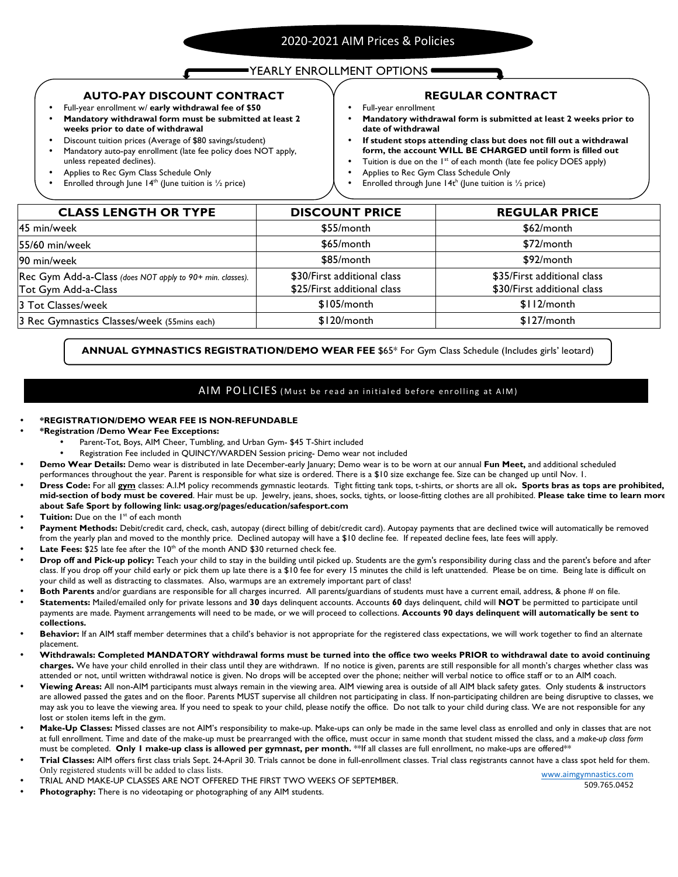# 2020-2021 AIM Prices & Policies

## YEARLY ENROLLMENT OPTIONS

### AUTO-PAY DISCOUNT CONTRACT

- Full-year enrollment w/ **early withdrawal fee of $50**
- **Mandatory withdrawal form must be submitted at least 2 weeks prior to date of withdrawal**
- Discount tuition prices (Average of $80 savings/student)
- Mandatory auto-pay enrollment (late fee policy does NOT apply, unless repeated declines).
- Applies to Rec Gym Class Schedule Only
- Enrolled through June 14th (June tuition is ½ price)

### REGULAR CONTRACT

- Full-year enrollment
- **Mandatory withdrawal form is submitted at least 2 weeks prior to date of withdrawal**
- **If student stops attending class but does not fill out a withdrawal form, the account WILL BE CHARGED until form is filled out**
- Tuition is due on the 1st of each month (late fee policy DOES apply)
- Applies to Rec Gym Class Schedule Only
- Enrolled through June 14th (June tuition is ½ price)

| CLASS LENGTH OR TYPE | DISCOUNT PRICE | REGULAR PRICE |
|---|---|---|
| 45 min/week | $55/month | $62/month |
| 55/60 min/week | $65/month | $72/month |
| 90 min/week | $85/month | $92/month |
| Rec Gym Add-a-Class *(does NOT apply to 90+ min. classes).* Tot Gym Add-a-Class | $30/First additional class $25/First additional class | $35/First additional class $30/First additional class |
| 3 Tot Classes/week | $105/month | $112/month |
| 3 Rec Gymnastics Classes/week (55mins each) | $120/month | $127/month |

**ANNUAL GYMNASTICS REGISTRATION/DEMO WEAR FEE** $65* For Gym Class Schedule (Includes girls' leotard)

## AIM POLICIES (Must be read an initialed before enrolling at AIM)

- ***REGISTRATION/DEMO WEAR FEE IS NON-REFUNDABLE**
- ***Registration /Demo Wear Fee Exceptions:**
  - Parent-Tot, Boys, AIM Cheer, Tumbling, and Urban Gym- $45 T-Shirt included
  - Registration Fee included in QUINCY/WARDEN Session pricing- Demo wear not included
- **Demo Wear Details:** Demo wear is distributed in late December-early January; Demo wear is to be worn at our annual **Fun Meet,** and additional scheduled performances throughout the year. Parent is responsible for what size is ordered. There is a $10 size exchange fee. Size can be changed up until Nov. 1.
- **Dress Code:** For all **gym** classes: A.I.M policy recommends gymnastic leotards. Tight fitting tank tops, t-shirts, or shorts are all ok**. Sports bras as tops are prohibited, mid-section of body must be covered**. Hair must be up. Jewelry, jeans, shoes, socks, tights, or loose-fitting clothes are all prohibited. **Please take time to learn more about Safe Sport by following link: usag.org/pages/education/safesport.com**
- **Tuition:** Due on the 1st of each month
- **Payment Methods:** Debit/credit card, check, cash, autopay (direct billing of debit/credit card). Autopay payments that are declined twice will automatically be removed from the yearly plan and moved to the monthly price. Declined autopay will have a $10 decline fee. If repeated decline fees, late fees will apply.
- **Late Fees:** $25 late fee after the 10th of the month AND $30 returned check fee.
- **Drop off and Pick-up policy:** Teach your child to stay in the building until picked up. Students are the gym's responsibility during class and the parent's before and after class. If you drop off your child early or pick them up late there is a $10 fee for every 15 minutes the child is left unattended. Please be on time. Being late is difficult on your child as well as distracting to classmates. Also, warmups are an extremely important part of class!
- **Both Parents** and/or guardians are responsible for all charges incurred. All parents/guardians of students must have a current email, address, & phone # on file.
- **Statements:** Mailed/emailed only for private lessons and **30** days delinquent accounts. Accounts **60** days delinquent, child will **NOT** be permitted to participate until payments are made. Payment arrangements will need to be made, or we will proceed to collections. **Accounts 90 days delinquent will automatically be sent to collections.**
- **Behavior:** If an AIM staff member determines that a child's behavior is not appropriate for the registered class expectations, we will work together to find an alternate placement.
- **Withdrawals: Completed MANDATORY withdrawal forms must be turned into the office two weeks PRIOR to withdrawal date to avoid continuing charges.** We have your child enrolled in their class until they are withdrawn. If no notice is given, parents are still responsible for all month's charges whether class was attended or not, until written withdrawal notice is given. No drops will be accepted over the phone; neither will verbal notice to office staff or to an AIM coach.
- **Viewing Areas:** All non-AIM participants must always remain in the viewing area. AIM viewing area is outside of all AIM black safety gates. Only students & instructors are allowed passed the gates and on the floor. Parents MUST supervise all children not participating in class. If non-participating children are being disruptive to classes, we may ask you to leave the viewing area. If you need to speak to your child, please notify the office. Do not talk to your child during class. We are not responsible for any lost or stolen items left in the gym.
- **Make-Up Classes:** Missed classes are not AIM's responsibility to make-up. Make-ups can only be made in the same level class as enrolled and only in classes that are not at full enrollment. Time and date of the make-up must be prearranged with the office, must occur in same month that student missed the class, and a *make-up class form* must be completed. **Only 1 make-up class is allowed per gymnast, per month.** **If all classes are full enrollment, no make-ups are offered**
- **Trial Classes:** AIM offers first class trials Sept. 24-April 30. Trials cannot be done in full-enrollment classes. Trial class registrants cannot have a class spot held for them. Only registered students will be added to class lists.
- TRIAL AND MAKE-UP CLASSES ARE NOT OFFERED THE FIRST TWO WEEKS OF SEPTEMBER.
- **Photography:** There is no videotaping or photographing of any AIM students.

www.aimgymnastics.com
509.765.0452